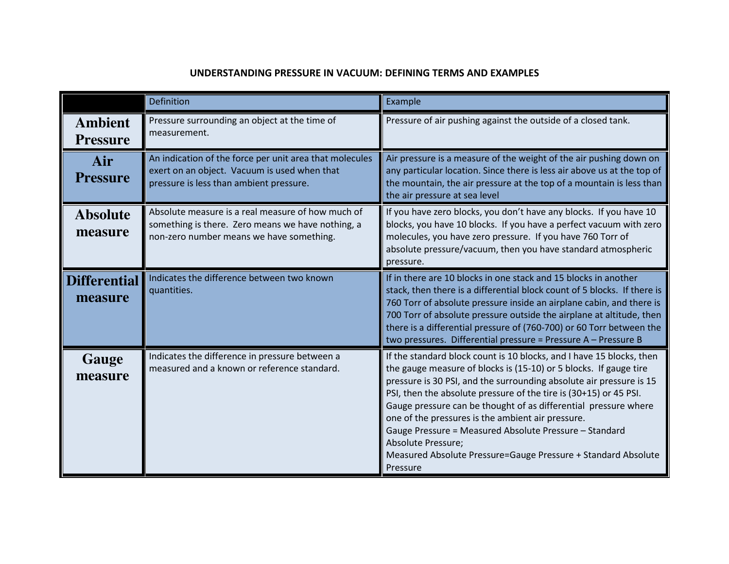# UNDERSTANDING PRESSURE IN VACUUM: DEFINING TERMS AND EXAMPLES

| | Definition | Example |
|---|---|---|
| **Ambient Pressure** | Pressure surrounding an object at the time of measurement. | Pressure of air pushing against the outside of a closed tank. |
| **Air Pressure** | An indication of the force per unit area that molecules exert on an object. Vacuum is used when that pressure is less than ambient pressure. | Air pressure is a measure of the weight of the air pushing down on any particular location. Since there is less air above us at the top of the mountain, the air pressure at the top of a mountain is less than the air pressure at sea level |
| **Absolute measure** | Absolute measure is a real measure of how much of something is there. Zero means we have nothing, a non-zero number means we have something. | If you have zero blocks, you don't have any blocks. If you have 10 blocks, you have 10 blocks. If you have a perfect vacuum with zero molecules, you have zero pressure. If you have 760 Torr of absolute pressure/vacuum, then you have standard atmospheric pressure. |
| **Differential measure** | Indicates the difference between two known quantities. | If in there are 10 blocks in one stack and 15 blocks in another stack, then there is a differential block count of 5 blocks. If there is 760 Torr of absolute pressure inside an airplane cabin, and there is 700 Torr of absolute pressure outside the airplane at altitude, then there is a differential pressure of (760-700) or 60 Torr between the two pressures. Differential pressure = Pressure A – Pressure B |
| **Gauge measure** | Indicates the difference in pressure between a measured and a known or reference standard. | If the standard block count is 10 blocks, and I have 15 blocks, then the gauge measure of blocks is (15-10) or 5 blocks. If gauge tire pressure is 30 PSI, and the surrounding absolute air pressure is 15 PSI, then the absolute pressure of the tire is (30+15) or 45 PSI. Gauge pressure can be thought of as differential pressure where one of the pressures is the ambient air pressure. Gauge Pressure = Measured Absolute Pressure – Standard Absolute Pressure; Measured Absolute Pressure=Gauge Pressure + Standard Absolute Pressure |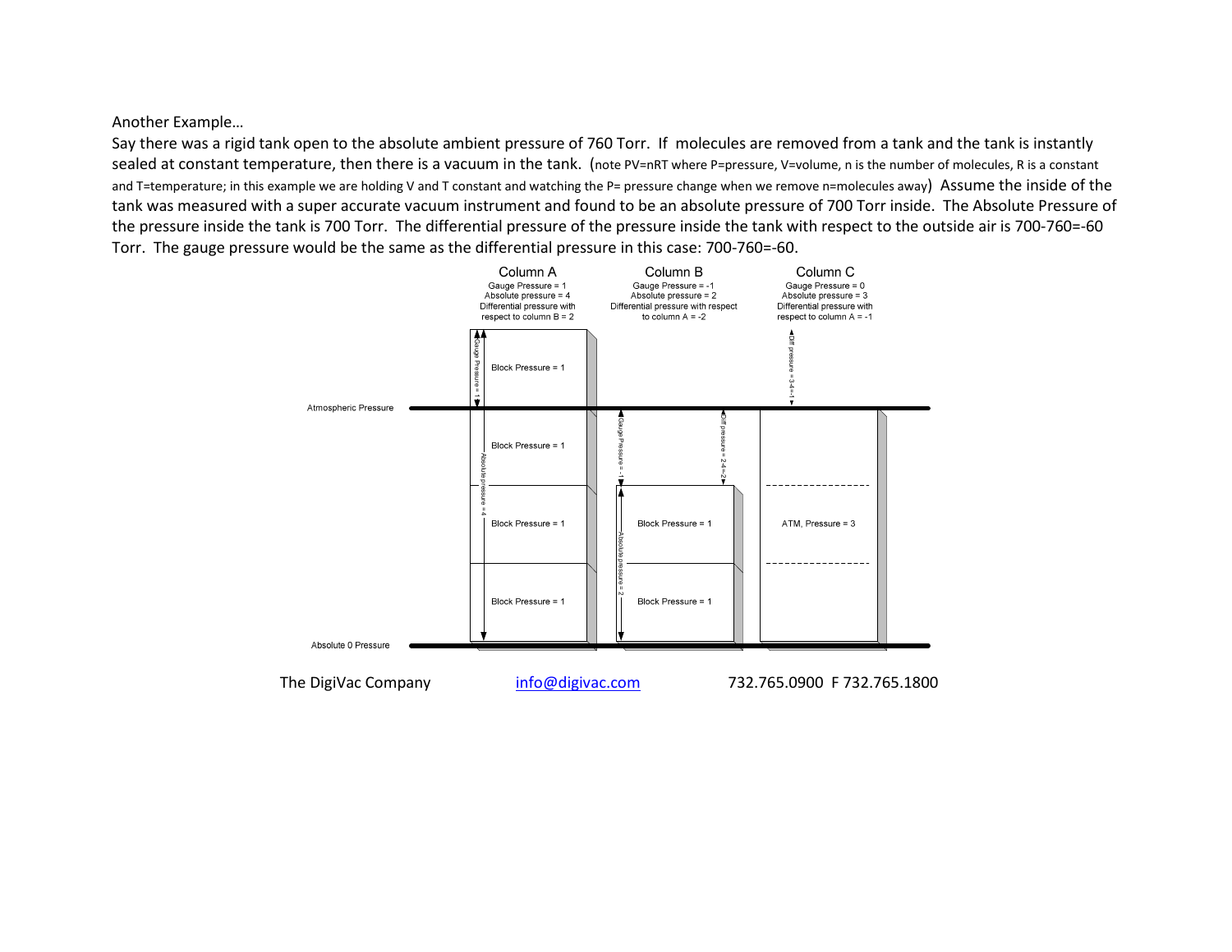Another Example…

Say there was a rigid tank open to the absolute ambient pressure of 760 Torr. If molecules are removed from a tank and the tank is instantly sealed at constant temperature, then there is a vacuum in the tank. (note PV=nRT where P=pressure, V=volume, n is the number of molecules, R is a constant and T=temperature; in this example we are holding V and T constant and watching the P= pressure change when we remove n=molecules away) Assume the inside of the tank was measured with a super accurate vacuum instrument and found to be an absolute pressure of 700 Torr inside. The Absolute Pressure of the pressure inside the tank is 700 Torr. The differential pressure of the pressure inside the tank with respect to the outside air is 700-760=-60 Torr. The gauge pressure would be the same as the differential pressure in this case: 700-760=-60.

Column A
Gauge Pressure = 1
Absolute pressure = 4
Differential pressure with respect to column B = 2

Column B
Gauge Pressure = -1
Absolute pressure = 2
Differential pressure with respect to column A = -2

Column C
Gauge Pressure = 0
Absolute pressure = 3
Differential pressure with respect to column A = -1

Atmospheric Pressure

Absolute 0 Pressure

Gauge Pressure = 1

Absolute pressure = 4

Block Pressure = 1

Block Pressure = 1

Block Pressure = 1

Block Pressure = 1

Gauge Pressure = -1

Absolute pressure = 2

Diff pressure = 2-4=-2

Block Pressure = 1

Block Pressure = 1

Diff pressure = 3-4=-1

ATM, Pressure = 3

The DigiVac Company info@digivac.com 732.765.0900 F 732.765.1800